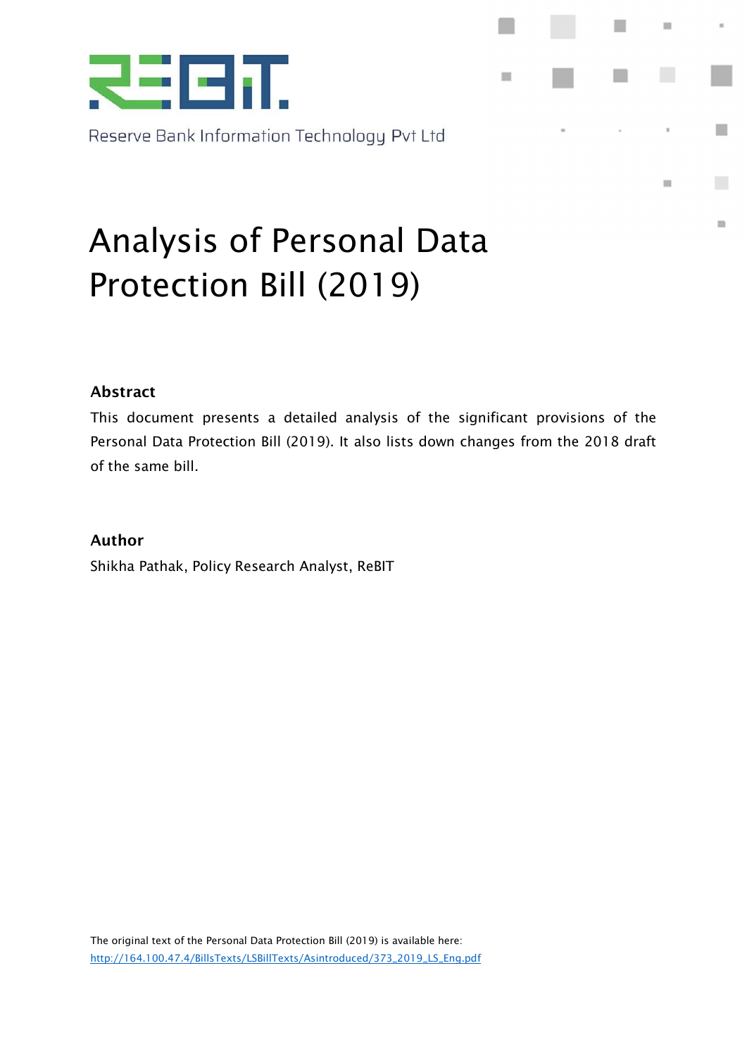Reserve Bank Information Technology Pvt Ltd

# Analysis of Personal Data Protection Bill (2019)

## Abstract

This document presents a detailed analysis of the significant provisions of the Personal Data Protection Bill (2019). It also lists down changes from the 2018 draft of the same bill.

## Author

Shikha Pathak, Policy Research Analyst, ReBIT

The original text of the Personal Data Protection Bill (2019) is available here:
[http://164.100.47.4/BillsTexts/LSBillTexts/Asintroduced/373_2019_LS_Eng.pdf](http://164.100.47.4/BillsTexts/LSBillTexts/Asintroduced/373_2019_LS_Eng.pdf)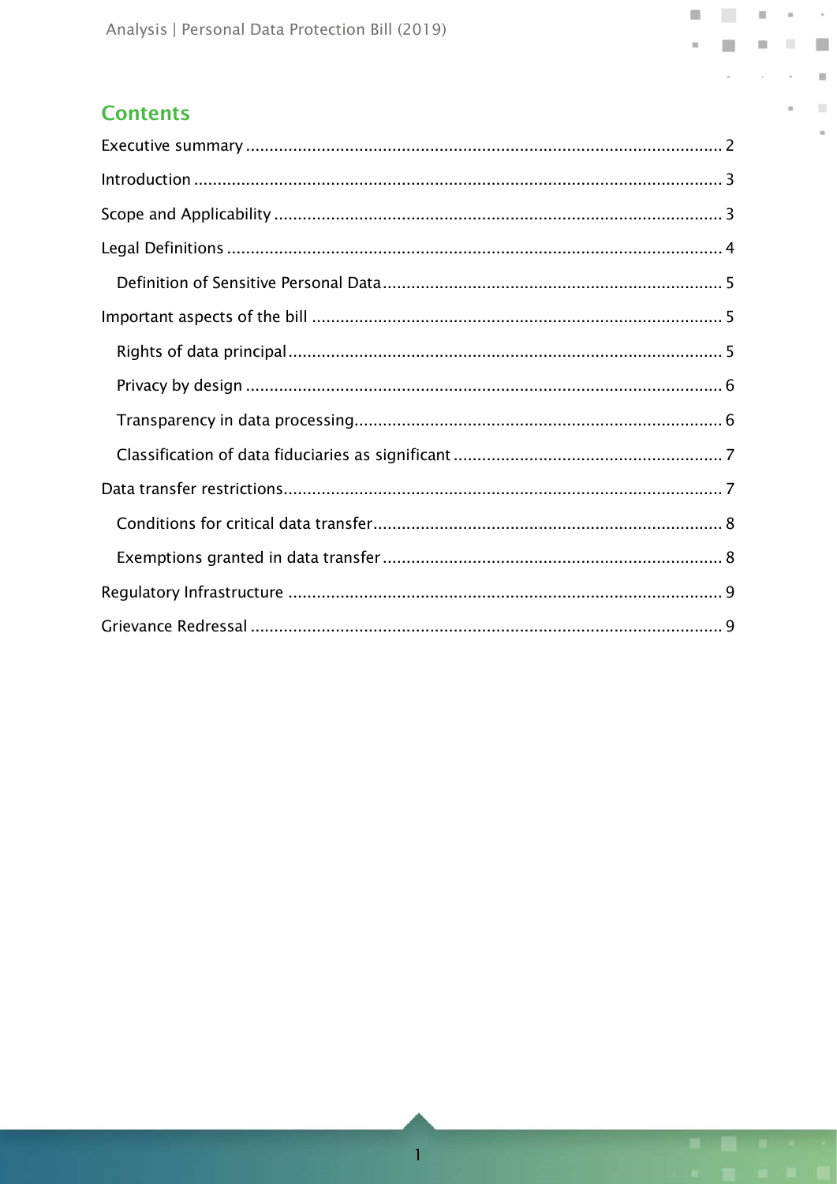## Contents

- Executive summary ..... 2
- Introduction ..... 3
- Scope and Applicability ..... 3
- Legal Definitions ..... 4
  - Definition of Sensitive Personal Data ..... 5
- Important aspects of the bill ..... 5
  - Rights of data principal ..... 5
  - Privacy by design ..... 6
  - Transparency in data processing ..... 6
  - Classification of data fiduciaries as significant ..... 7
- Data transfer restrictions ..... 7
  - Conditions for critical data transfer ..... 8
  - Exemptions granted in data transfer ..... 8
- Regulatory Infrastructure ..... 9
- Grievance Redressal ..... 9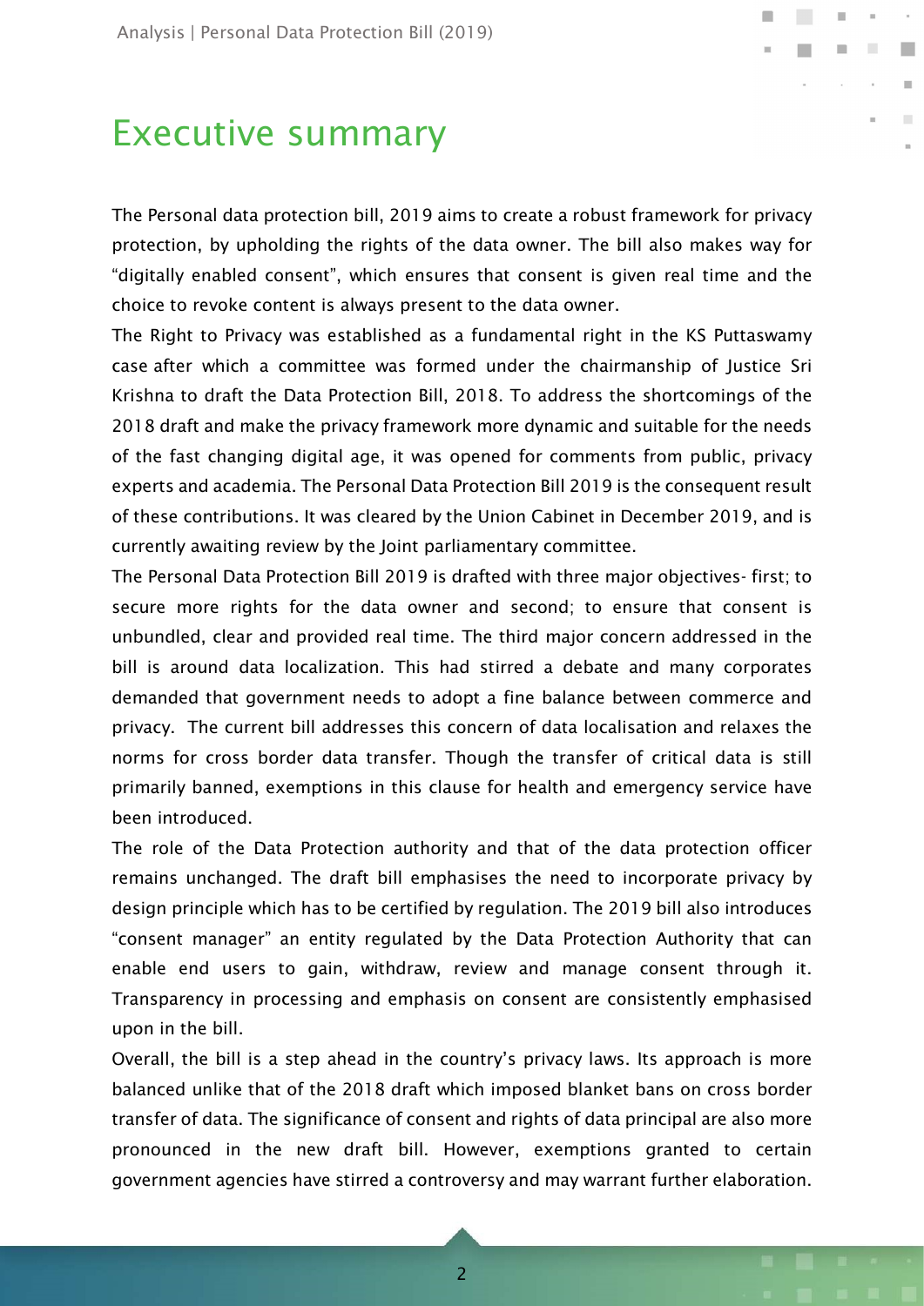# Executive summary

The Personal data protection bill, 2019 aims to create a robust framework for privacy protection, by upholding the rights of the data owner. The bill also makes way for "digitally enabled consent", which ensures that consent is given real time and the choice to revoke content is always present to the data owner.

The Right to Privacy was established as a fundamental right in the KS Puttaswamy case after which a committee was formed under the chairmanship of Justice Sri Krishna to draft the Data Protection Bill, 2018. To address the shortcomings of the 2018 draft and make the privacy framework more dynamic and suitable for the needs of the fast changing digital age, it was opened for comments from public, privacy experts and academia. The Personal Data Protection Bill 2019 is the consequent result of these contributions. It was cleared by the Union Cabinet in December 2019, and is currently awaiting review by the Joint parliamentary committee.

The Personal Data Protection Bill 2019 is drafted with three major objectives- first; to secure more rights for the data owner and second; to ensure that consent is unbundled, clear and provided real time. The third major concern addressed in the bill is around data localization. This had stirred a debate and many corporates demanded that government needs to adopt a fine balance between commerce and privacy. The current bill addresses this concern of data localisation and relaxes the norms for cross border data transfer. Though the transfer of critical data is still primarily banned, exemptions in this clause for health and emergency service have been introduced.

The role of the Data Protection authority and that of the data protection officer remains unchanged. The draft bill emphasises the need to incorporate privacy by design principle which has to be certified by regulation. The 2019 bill also introduces "consent manager" an entity regulated by the Data Protection Authority that can enable end users to gain, withdraw, review and manage consent through it. Transparency in processing and emphasis on consent are consistently emphasised upon in the bill.

Overall, the bill is a step ahead in the country's privacy laws. Its approach is more balanced unlike that of the 2018 draft which imposed blanket bans on cross border transfer of data. The significance of consent and rights of data principal are also more pronounced in the new draft bill. However, exemptions granted to certain government agencies have stirred a controversy and may warrant further elaboration.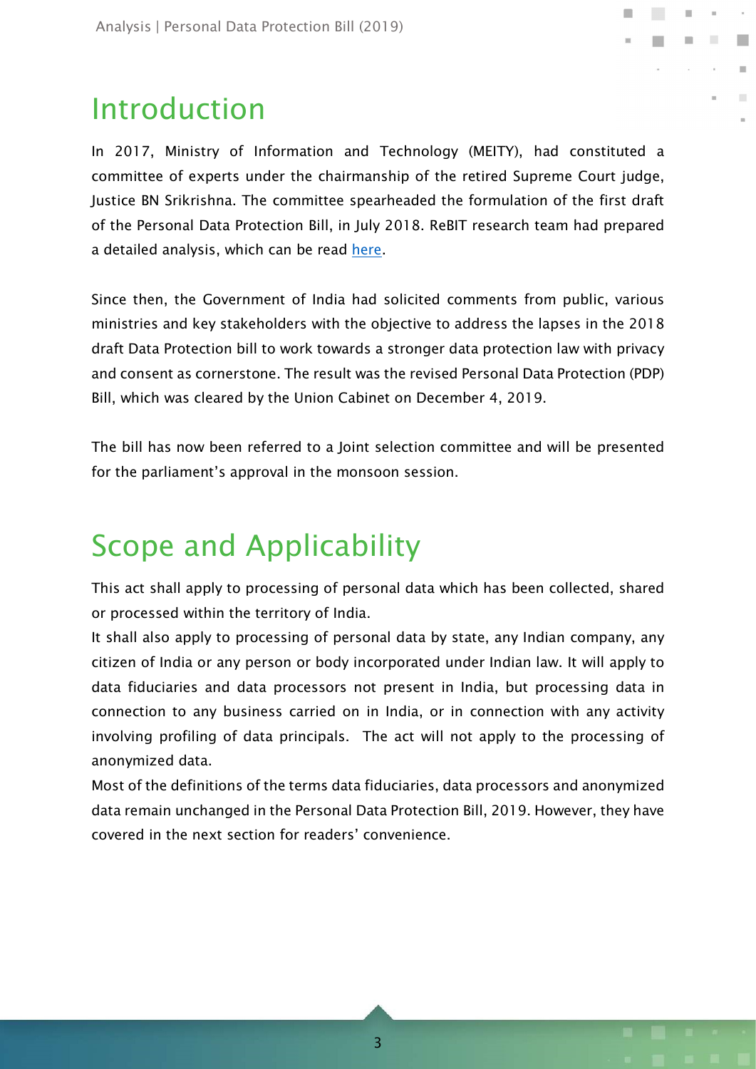# Introduction

In 2017, Ministry of Information and Technology (MEITY), had constituted a committee of experts under the chairmanship of the retired Supreme Court judge, Justice BN Srikrishna. The committee spearheaded the formulation of the first draft of the Personal Data Protection Bill, in July 2018. ReBIT research team had prepared a detailed analysis, which can be read here.

Since then, the Government of India had solicited comments from public, various ministries and key stakeholders with the objective to address the lapses in the 2018 draft Data Protection bill to work towards a stronger data protection law with privacy and consent as cornerstone. The result was the revised Personal Data Protection (PDP) Bill, which was cleared by the Union Cabinet on December 4, 2019.

The bill has now been referred to a Joint selection committee and will be presented for the parliament's approval in the monsoon session.

# Scope and Applicability

This act shall apply to processing of personal data which has been collected, shared or processed within the territory of India.

It shall also apply to processing of personal data by state, any Indian company, any citizen of India or any person or body incorporated under Indian law. It will apply to data fiduciaries and data processors not present in India, but processing data in connection to any business carried on in India, or in connection with any activity involving profiling of data principals. The act will not apply to the processing of anonymized data.

Most of the definitions of the terms data fiduciaries, data processors and anonymized data remain unchanged in the Personal Data Protection Bill, 2019. However, they have covered in the next section for readers' convenience.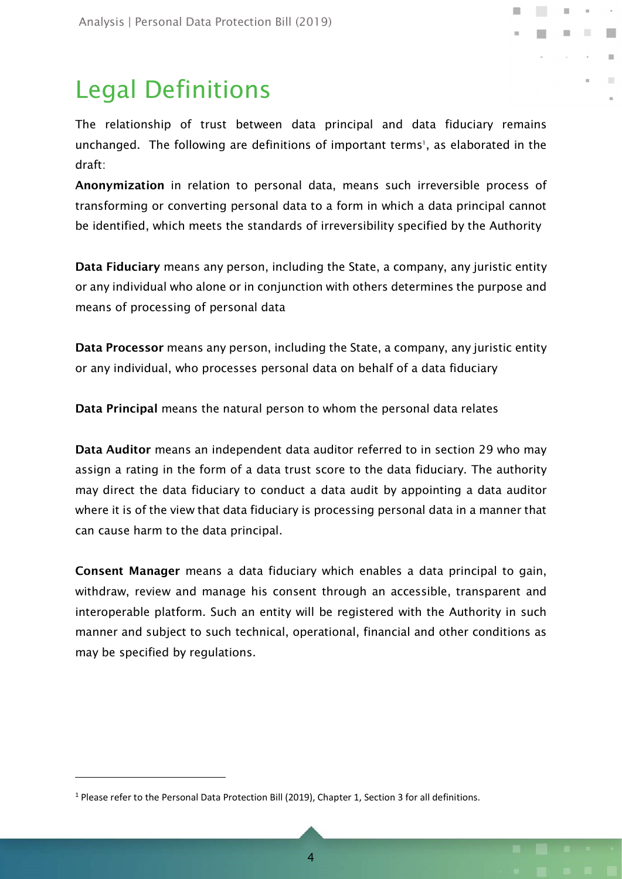# Legal Definitions

The relationship of trust between data principal and data fiduciary remains unchanged. The following are definitions of important terms[1], as elaborated in the draft:

**Anonymization** in relation to personal data, means such irreversible process of transforming or converting personal data to a form in which a data principal cannot be identified, which meets the standards of irreversibility specified by the Authority

**Data Fiduciary** means any person, including the State, a company, any juristic entity or any individual who alone or in conjunction with others determines the purpose and means of processing of personal data

**Data Processor** means any person, including the State, a company, any juristic entity or any individual, who processes personal data on behalf of a data fiduciary

**Data Principal** means the natural person to whom the personal data relates

**Data Auditor** means an independent data auditor referred to in section 29 who may assign a rating in the form of a data trust score to the data fiduciary. The authority may direct the data fiduciary to conduct a data audit by appointing a data auditor where it is of the view that data fiduciary is processing personal data in a manner that can cause harm to the data principal.

**Consent Manager** means a data fiduciary which enables a data principal to gain, withdraw, review and manage his consent through an accessible, transparent and interoperable platform. Such an entity will be registered with the Authority in such manner and subject to such technical, operational, financial and other conditions as may be specified by regulations.

---

[1] Please refer to the Personal Data Protection Bill (2019), Chapter 1, Section 3 for all definitions.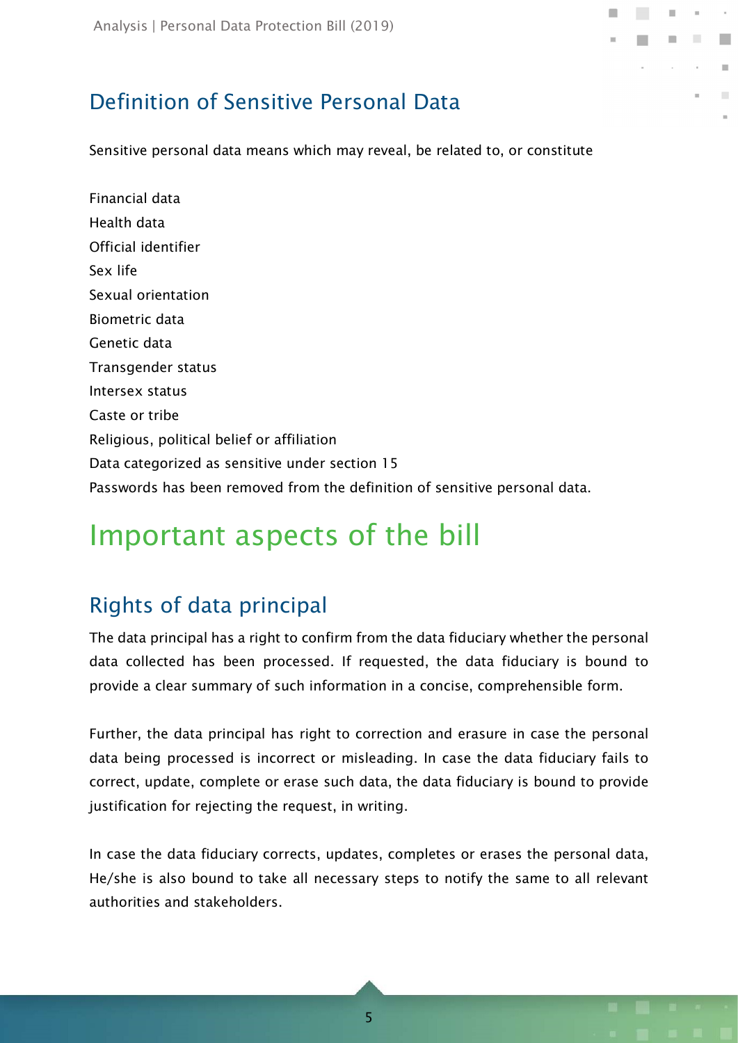## Definition of Sensitive Personal Data

Sensitive personal data means which may reveal, be related to, or constitute

Financial data
Health data
Official identifier
Sex life
Sexual orientation
Biometric data
Genetic data
Transgender status
Intersex status
Caste or tribe
Religious, political belief or affiliation
Data categorized as sensitive under section 15
Passwords has been removed from the definition of sensitive personal data.

# Important aspects of the bill

## Rights of data principal

The data principal has a right to confirm from the data fiduciary whether the personal data collected has been processed. If requested, the data fiduciary is bound to provide a clear summary of such information in a concise, comprehensible form.

Further, the data principal has right to correction and erasure in case the personal data being processed is incorrect or misleading. In case the data fiduciary fails to correct, update, complete or erase such data, the data fiduciary is bound to provide justification for rejecting the request, in writing.

In case the data fiduciary corrects, updates, completes or erases the personal data, He/she is also bound to take all necessary steps to notify the same to all relevant authorities and stakeholders.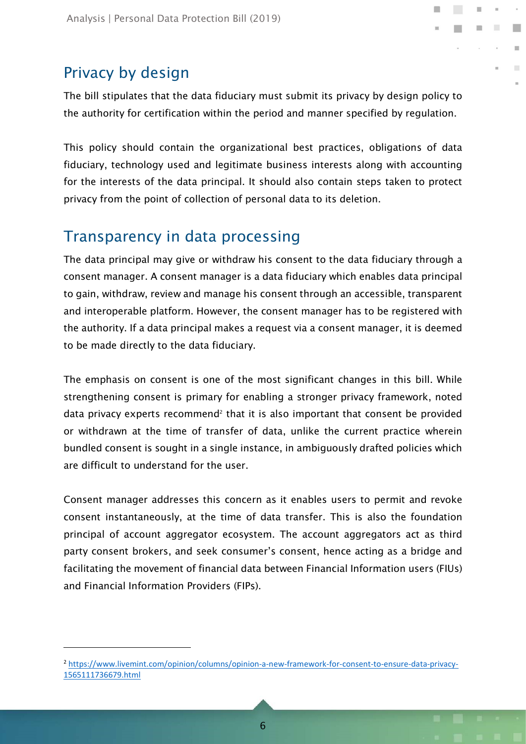## Privacy by design

The bill stipulates that the data fiduciary must submit its privacy by design policy to the authority for certification within the period and manner specified by regulation.

This policy should contain the organizational best practices, obligations of data fiduciary, technology used and legitimate business interests along with accounting for the interests of the data principal. It should also contain steps taken to protect privacy from the point of collection of personal data to its deletion.

## Transparency in data processing

The data principal may give or withdraw his consent to the data fiduciary through a consent manager. A consent manager is a data fiduciary which enables data principal to gain, withdraw, review and manage his consent through an accessible, transparent and interoperable platform. However, the consent manager has to be registered with the authority. If a data principal makes a request via a consent manager, it is deemed to be made directly to the data fiduciary.

The emphasis on consent is one of the most significant changes in this bill. While strengthening consent is primary for enabling a stronger privacy framework, noted data privacy experts recommend[2] that it is also important that consent be provided or withdrawn at the time of transfer of data, unlike the current practice wherein bundled consent is sought in a single instance, in ambiguously drafted policies which are difficult to understand for the user.

Consent manager addresses this concern as it enables users to permit and revoke consent instantaneously, at the time of data transfer. This is also the foundation principal of account aggregator ecosystem. The account aggregators act as third party consent brokers, and seek consumer's consent, hence acting as a bridge and facilitating the movement of financial data between Financial Information users (FIUs) and Financial Information Providers (FIPs).

---

[2] https://www.livemint.com/opinion/columns/opinion-a-new-framework-for-consent-to-ensure-data-privacy-1565111736679.html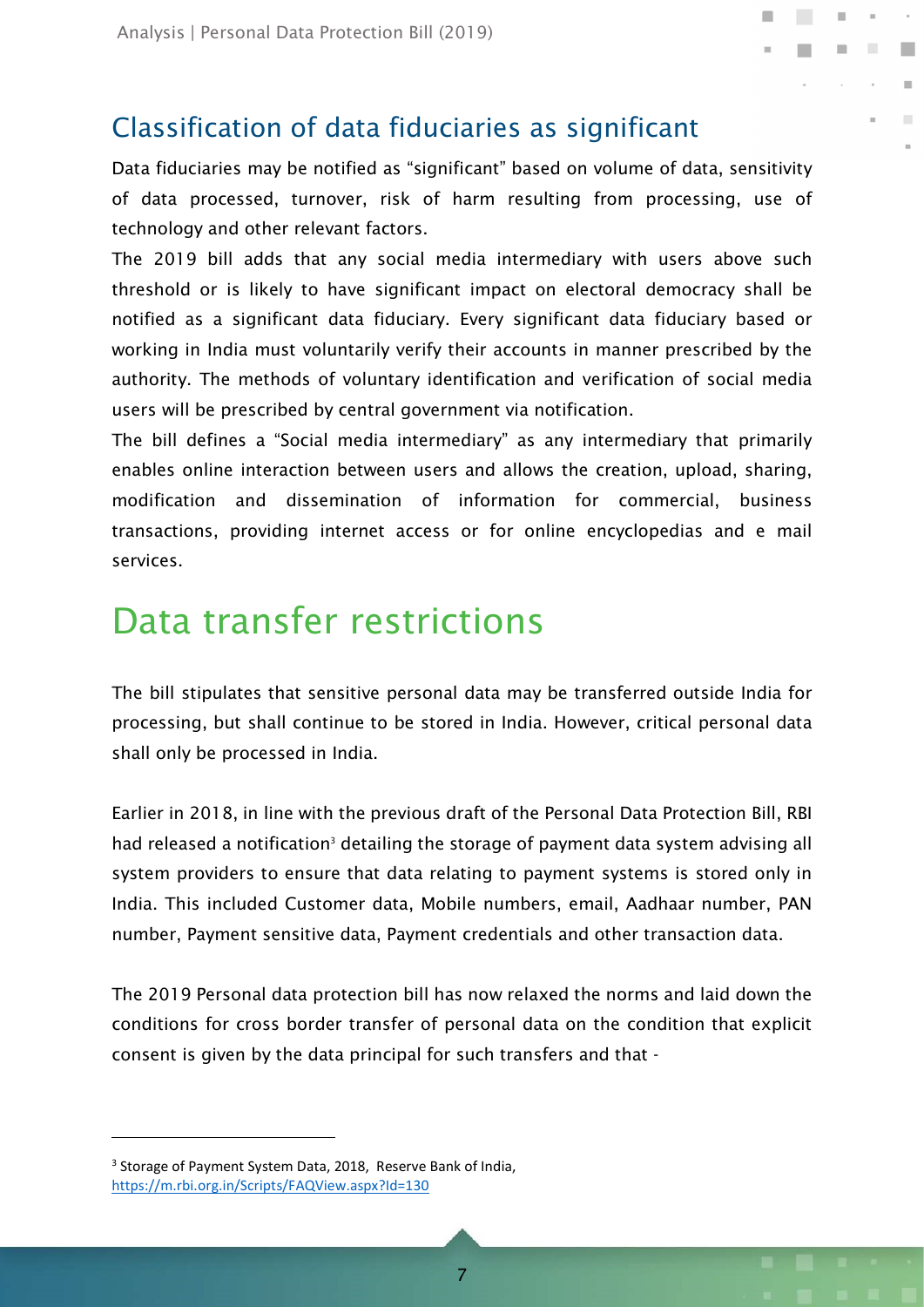## Classification of data fiduciaries as significant

Data fiduciaries may be notified as "significant" based on volume of data, sensitivity of data processed, turnover, risk of harm resulting from processing, use of technology and other relevant factors.

The 2019 bill adds that any social media intermediary with users above such threshold or is likely to have significant impact on electoral democracy shall be notified as a significant data fiduciary. Every significant data fiduciary based or working in India must voluntarily verify their accounts in manner prescribed by the authority. The methods of voluntary identification and verification of social media users will be prescribed by central government via notification.

The bill defines a "Social media intermediary" as any intermediary that primarily enables online interaction between users and allows the creation, upload, sharing, modification and dissemination of information for commercial, business transactions, providing internet access or for online encyclopedias and e mail services.

# Data transfer restrictions

The bill stipulates that sensitive personal data may be transferred outside India for processing, but shall continue to be stored in India. However, critical personal data shall only be processed in India.

Earlier in 2018, in line with the previous draft of the Personal Data Protection Bill, RBI had released a notification[3] detailing the storage of payment data system advising all system providers to ensure that data relating to payment systems is stored only in India. This included Customer data, Mobile numbers, email, Aadhaar number, PAN number, Payment sensitive data, Payment credentials and other transaction data.

The 2019 Personal data protection bill has now relaxed the norms and laid down the conditions for cross border transfer of personal data on the condition that explicit consent is given by the data principal for such transfers and that -

---

[3] Storage of Payment System Data, 2018, Reserve Bank of India, https://m.rbi.org.in/Scripts/FAQView.aspx?Id=130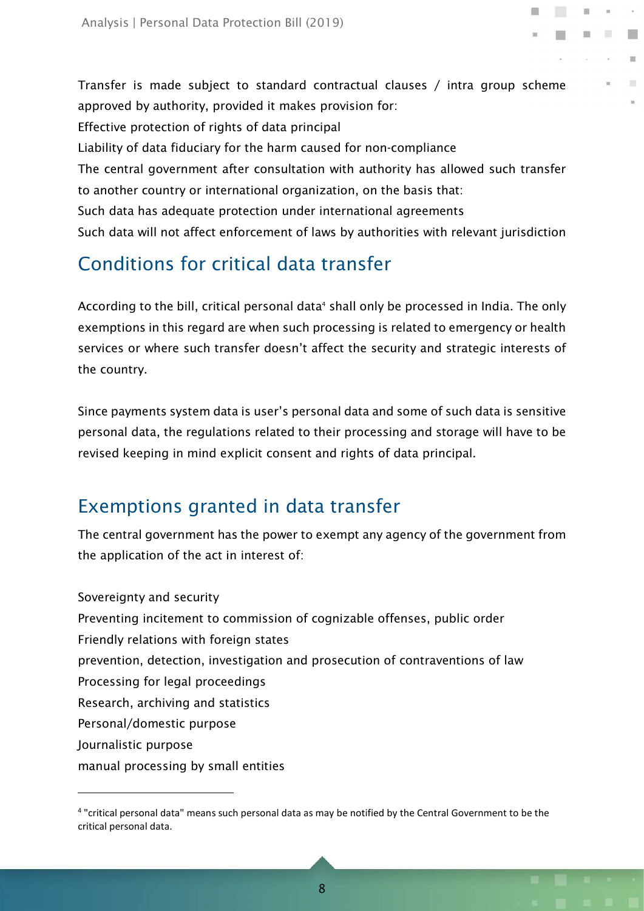Transfer is made subject to standard contractual clauses / intra group scheme approved by authority, provided it makes provision for:

Effective protection of rights of data principal

Liability of data fiduciary for the harm caused for non-compliance

The central government after consultation with authority has allowed such transfer to another country or international organization, on the basis that:

Such data has adequate protection under international agreements

Such data will not affect enforcement of laws by authorities with relevant jurisdiction

## Conditions for critical data transfer

According to the bill, critical personal data[4] shall only be processed in India. The only exemptions in this regard are when such processing is related to emergency or health services or where such transfer doesn't affect the security and strategic interests of the country.

Since payments system data is user's personal data and some of such data is sensitive personal data, the regulations related to their processing and storage will have to be revised keeping in mind explicit consent and rights of data principal.

## Exemptions granted in data transfer

The central government has the power to exempt any agency of the government from the application of the act in interest of:

Sovereignty and security

Preventing incitement to commission of cognizable offenses, public order

Friendly relations with foreign states

prevention, detection, investigation and prosecution of contraventions of law

Processing for legal proceedings

Research, archiving and statistics

Personal/domestic purpose

Journalistic purpose

manual processing by small entities

---

[4] "critical personal data" means such personal data as may be notified by the Central Government to be the critical personal data.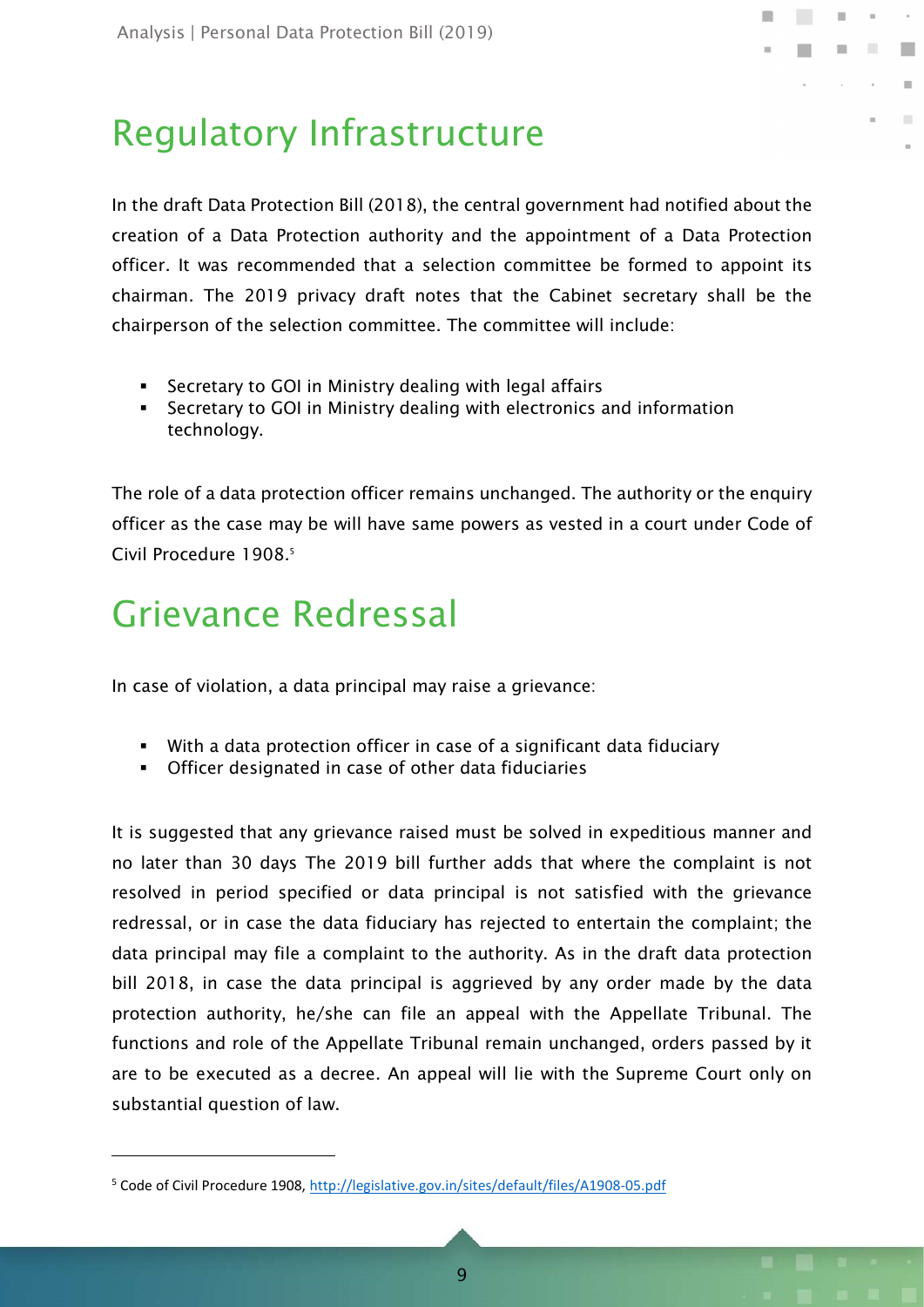# Regulatory Infrastructure

In the draft Data Protection Bill (2018), the central government had notified about the creation of a Data Protection authority and the appointment of a Data Protection officer. It was recommended that a selection committee be formed to appoint its chairman. The 2019 privacy draft notes that the Cabinet secretary shall be the chairperson of the selection committee. The committee will include:

- Secretary to GOI in Ministry dealing with legal affairs
- Secretary to GOI in Ministry dealing with electronics and information technology.

The role of a data protection officer remains unchanged. The authority or the enquiry officer as the case may be will have same powers as vested in a court under Code of Civil Procedure 1908.[5]

# Grievance Redressal

In case of violation, a data principal may raise a grievance:

- With a data protection officer in case of a significant data fiduciary
- Officer designated in case of other data fiduciaries

It is suggested that any grievance raised must be solved in expeditious manner and no later than 30 days The 2019 bill further adds that where the complaint is not resolved in period specified or data principal is not satisfied with the grievance redressal, or in case the data fiduciary has rejected to entertain the complaint; the data principal may file a complaint to the authority. As in the draft data protection bill 2018, in case the data principal is aggrieved by any order made by the data protection authority, he/she can file an appeal with the Appellate Tribunal. The functions and role of the Appellate Tribunal remain unchanged, orders passed by it are to be executed as a decree. An appeal will lie with the Supreme Court only on substantial question of law.

---

[5] Code of Civil Procedure 1908, http://legislative.gov.in/sites/default/files/A1908-05.pdf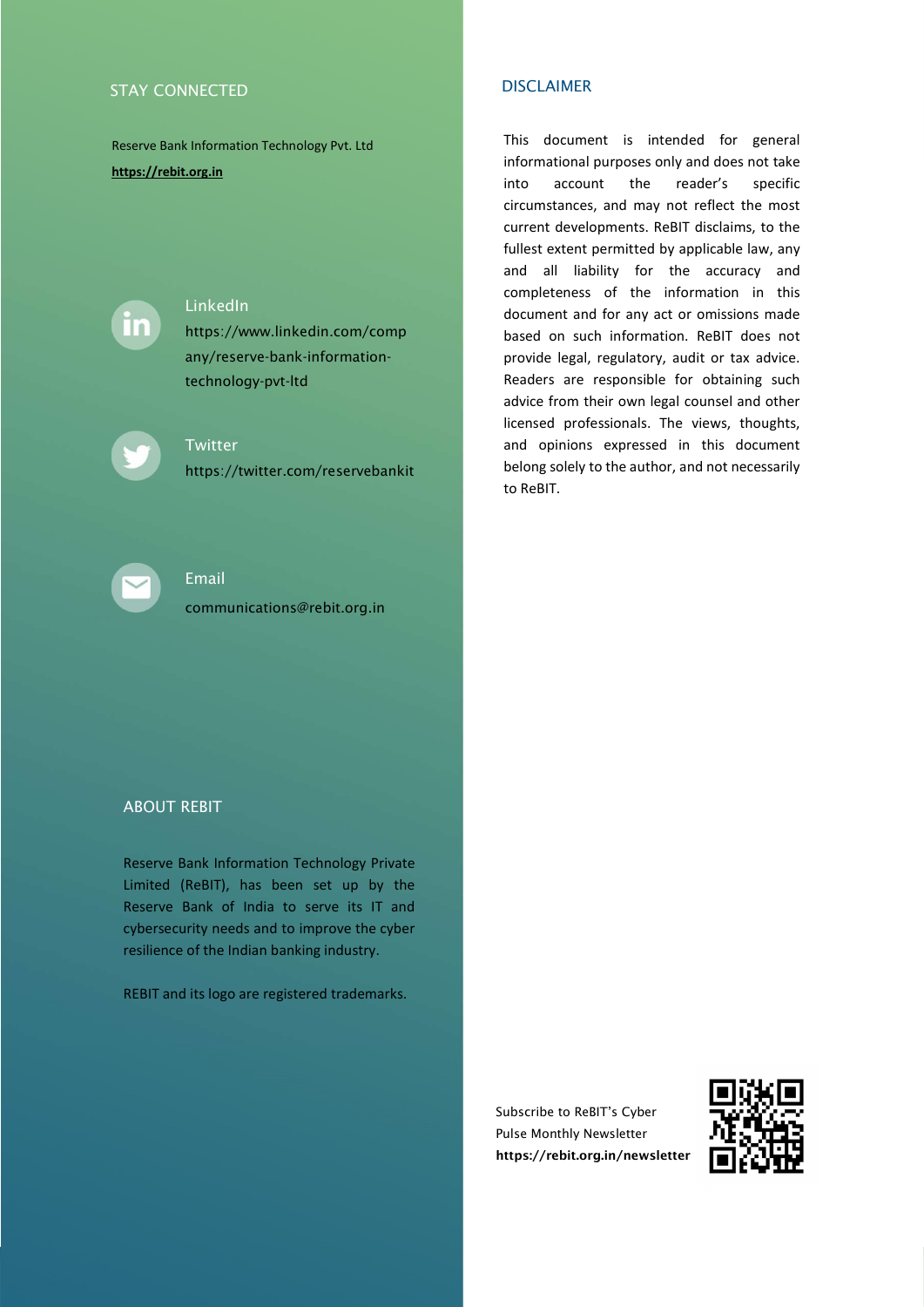## STAY CONNECTED

Reserve Bank Information Technology Pvt. Ltd

**https://rebit.org.in**

LinkedIn
https://www.linkedin.com/company/reserve-bank-information-technology-pvt-ltd

Twitter
https://twitter.com/reservebankit

Email
communications@rebit.org.in

## ABOUT REBIT

Reserve Bank Information Technology Private Limited (ReBIT), has been set up by the Reserve Bank of India to serve its IT and cybersecurity needs and to improve the cyber resilience of the Indian banking industry.

REBIT and its logo are registered trademarks.

## DISCLAIMER

This document is intended for general informational purposes only and does not take into account the reader's specific circumstances, and may not reflect the most current developments. ReBIT disclaims, to the fullest extent permitted by applicable law, any and all liability for the accuracy and completeness of the information in this document and for any act or omissions made based on such information. ReBIT does not provide legal, regulatory, audit or tax advice. Readers are responsible for obtaining such advice from their own legal counsel and other licensed professionals. The views, thoughts, and opinions expressed in this document belong solely to the author, and not necessarily to ReBIT.

Subscribe to ReBIT's Cyber Pulse Monthly Newsletter
**https://rebit.org.in/newsletter**